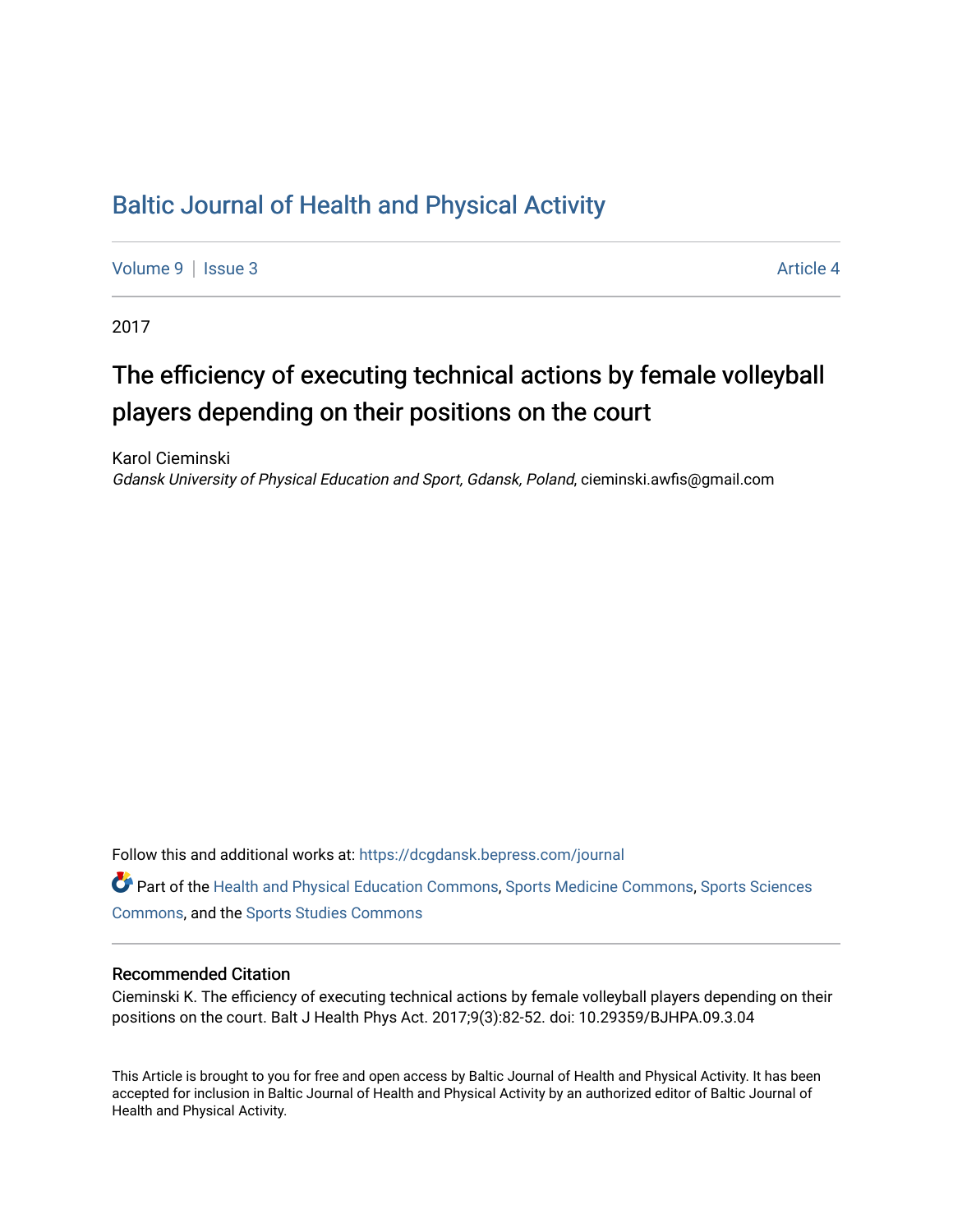# Baltic Journal of Health and Physical Activity

Volume 9 | Issue 3 | Article 4

2017

## The efficiency of executing technical actions by female volleyball players depending on their positions on the court

Karol Cieminski
*Gdansk University of Physical Education and Sport, Gdansk, Poland*, cieminski.awfis@gmail.com

Follow this and additional works at: https://dcgdansk.bepress.com/journal

Part of the Health and Physical Education Commons, Sports Medicine Commons, Sports Sciences Commons, and the Sports Studies Commons

### Recommended Citation

Cieminski K. The efficiency of executing technical actions by female volleyball players depending on their positions on the court. Balt J Health Phys Act. 2017;9(3):82-52. doi: 10.29359/BJHPA.09.3.04

This Article is brought to you for free and open access by Baltic Journal of Health and Physical Activity. It has been accepted for inclusion in Baltic Journal of Health and Physical Activity by an authorized editor of Baltic Journal of Health and Physical Activity.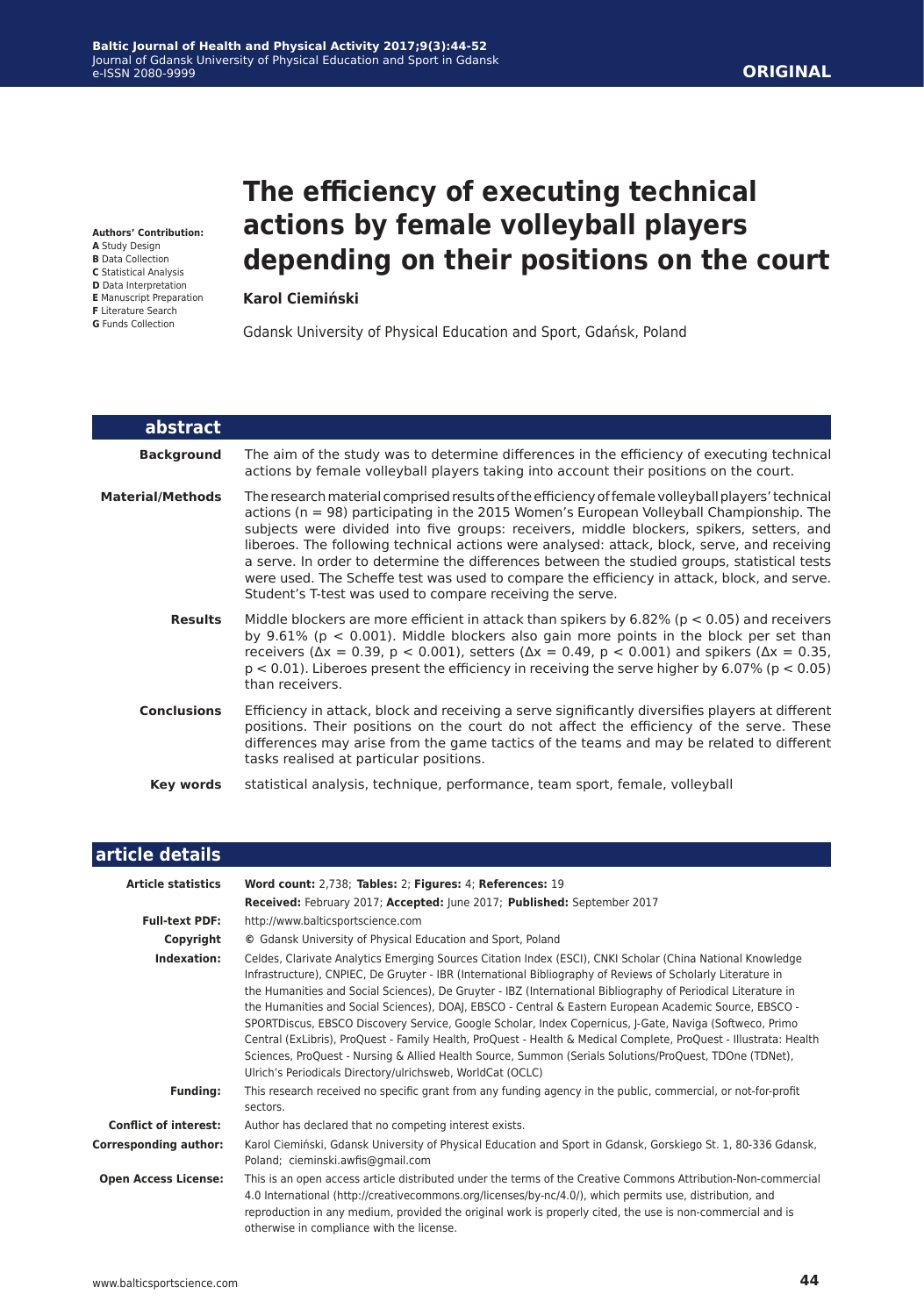**Authors' Contribution:**
**A** Study Design
**B** Data Collection
**C** Statistical Analysis
**D** Data Interpretation
**E** Manuscript Preparation
**F** Literature Search
**G** Funds Collection

# The efficiency of executing technical actions by female volleyball players depending on their positions on the court

**Karol Ciemiński**

Gdansk University of Physical Education and Sport, Gdańsk, Poland

## abstract

**Background**
The aim of the study was to determine differences in the efficiency of executing technical actions by female volleyball players taking into account their positions on the court.

**Material/Methods**
The research material comprised results of the efficiency of female volleyball players' technical actions (n = 98) participating in the 2015 Women's European Volleyball Championship. The subjects were divided into five groups: receivers, middle blockers, spikers, setters, and liberoes. The following technical actions were analysed: attack, block, serve, and receiving a serve. In order to determine the differences between the studied groups, statistical tests were used. The Scheffe test was used to compare the efficiency in attack, block, and serve. Student's T-test was used to compare receiving the serve.

**Results**
Middle blockers are more efficient in attack than spikers by 6.82% ($p < 0.05$) and receivers by 9.61% ($p < 0.001$). Middle blockers also gain more points in the block per set than receivers ($\Delta x = 0.39$, $p < 0.001$), setters ($\Delta x = 0.49$, $p < 0.001$) and spikers ($\Delta x = 0.35$, $p < 0.01$). Liberoes present the efficiency in receiving the serve higher by 6.07% ($p < 0.05$) than receivers.

**Conclusions**
Efficiency in attack, block and receiving a serve significantly diversifies players at different positions. Their positions on the court do not affect the efficiency of the serve. These differences may arise from the game tactics of the teams and may be related to different tasks realised at particular positions.

**Key words**
statistical analysis, technique, performance, team sport, female, volleyball

## article details

**Article statistics**
**Word count:** 2,738; **Tables:** 2; **Figures:** 4; **References:** 19
**Received:** February 2017; **Accepted:** June 2017; **Published:** September 2017

**Full-text PDF:** http://www.balticsportscience.com

**Copyright** © Gdansk University of Physical Education and Sport, Poland

**Indexation:** Celdes, Clarivate Analytics Emerging Sources Citation Index (ESCI), CNKI Scholar (China National Knowledge Infrastructure), CNPIEC, De Gruyter - IBR (International Bibliography of Reviews of Scholarly Literature in the Humanities and Social Sciences), De Gruyter - IBZ (International Bibliography of Periodical Literature in the Humanities and Social Sciences), DOAJ, EBSCO - Central & Eastern European Academic Source, EBSCO - SPORTDiscus, EBSCO Discovery Service, Google Scholar, Index Copernicus, J-Gate, Naviga (Softweco, Primo Central (ExLibris), ProQuest - Family Health, ProQuest - Health & Medical Complete, ProQuest - Illustrata: Health Sciences, ProQuest - Nursing & Allied Health Source, Summon (Serials Solutions/ProQuest, TDOne (TDNet), Ulrich's Periodicals Directory/ulrichsweb, WorldCat (OCLC)

**Funding:** This research received no specific grant from any funding agency in the public, commercial, or not-for-profit sectors.

**Conflict of interest:** Author has declared that no competing interest exists.

**Corresponding author:** Karol Ciemiński, Gdansk University of Physical Education and Sport in Gdansk, Gorskiego St. 1, 80-336 Gdansk, Poland; cieminski.awfis@gmail.com

**Open Access License:** This is an open access article distributed under the terms of the Creative Commons Attribution-Non-commercial 4.0 International (http://creativecommons.org/licenses/by-nc/4.0/), which permits use, distribution, and reproduction in any medium, provided the original work is properly cited, the use is non-commercial and is otherwise in compliance with the license.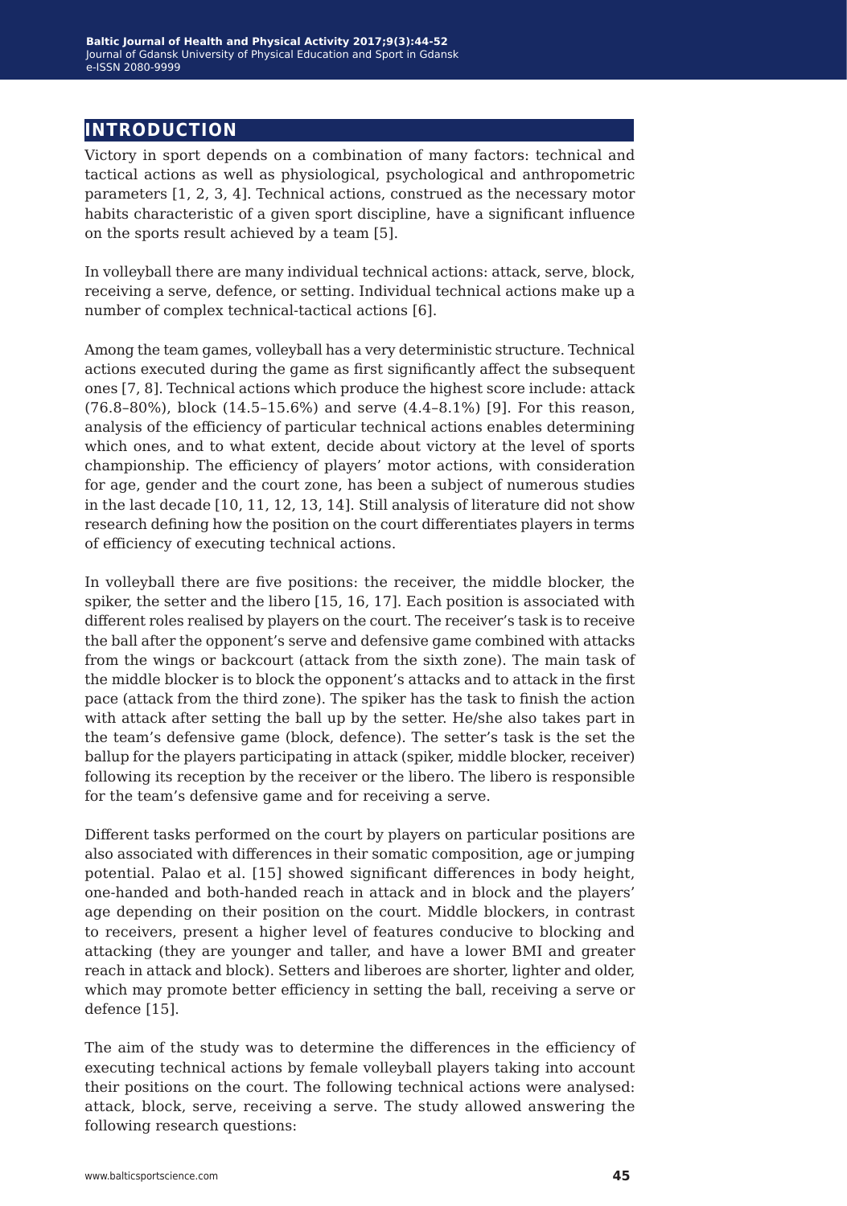## INTRODUCTION

Victory in sport depends on a combination of many factors: technical and tactical actions as well as physiological, psychological and anthropometric parameters [1, 2, 3, 4]. Technical actions, construed as the necessary motor habits characteristic of a given sport discipline, have a significant influence on the sports result achieved by a team [5].

In volleyball there are many individual technical actions: attack, serve, block, receiving a serve, defence, or setting. Individual technical actions make up a number of complex technical-tactical actions [6].

Among the team games, volleyball has a very deterministic structure. Technical actions executed during the game as first significantly affect the subsequent ones [7, 8]. Technical actions which produce the highest score include: attack (76.8–80%), block (14.5–15.6%) and serve (4.4–8.1%) [9]. For this reason, analysis of the efficiency of particular technical actions enables determining which ones, and to what extent, decide about victory at the level of sports championship. The efficiency of players' motor actions, with consideration for age, gender and the court zone, has been a subject of numerous studies in the last decade [10, 11, 12, 13, 14]. Still analysis of literature did not show research defining how the position on the court differentiates players in terms of efficiency of executing technical actions.

In volleyball there are five positions: the receiver, the middle blocker, the spiker, the setter and the libero [15, 16, 17]. Each position is associated with different roles realised by players on the court. The receiver's task is to receive the ball after the opponent's serve and defensive game combined with attacks from the wings or backcourt (attack from the sixth zone). The main task of the middle blocker is to block the opponent's attacks and to attack in the first pace (attack from the third zone). The spiker has the task to finish the action with attack after setting the ball up by the setter. He/she also takes part in the team's defensive game (block, defence). The setter's task is the set the ballup for the players participating in attack (spiker, middle blocker, receiver) following its reception by the receiver or the libero. The libero is responsible for the team's defensive game and for receiving a serve.

Different tasks performed on the court by players on particular positions are also associated with differences in their somatic composition, age or jumping potential. Palao et al. [15] showed significant differences in body height, one-handed and both-handed reach in attack and in block and the players' age depending on their position on the court. Middle blockers, in contrast to receivers, present a higher level of features conducive to blocking and attacking (they are younger and taller, and have a lower BMI and greater reach in attack and block). Setters and liberoes are shorter, lighter and older, which may promote better efficiency in setting the ball, receiving a serve or defence [15].

The aim of the study was to determine the differences in the efficiency of executing technical actions by female volleyball players taking into account their positions on the court. The following technical actions were analysed: attack, block, serve, receiving a serve. The study allowed answering the following research questions: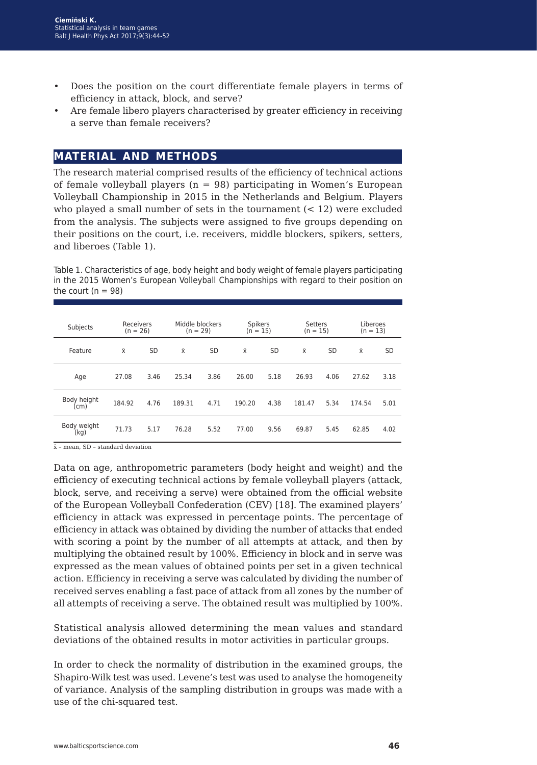- Does the position on the court differentiate female players in terms of efficiency in attack, block, and serve?
- Are female libero players characterised by greater efficiency in receiving a serve than female receivers?

## MATERIAL AND METHODS

The research material comprised results of the efficiency of technical actions of female volleyball players (n = 98) participating in Women's European Volleyball Championship in 2015 in the Netherlands and Belgium. Players who played a small number of sets in the tournament (< 12) were excluded from the analysis. The subjects were assigned to five groups depending on their positions on the court, i.e. receivers, middle blockers, spikers, setters, and liberoes (Table 1).

Table 1. Characteristics of age, body height and body weight of female players participating in the 2015 Women's European Volleyball Championships with regard to their position on the court (n = 98)

| Subjects | Receivers (n = 26) | | Middle blockers (n = 29) | | Spikers (n = 15) | | Setters (n = 15) | | Liberoes (n = 13) | |
|---|---|---|---|---|---|---|---|---|---|---|
| Feature | $\bar{x}$ | SD | $\bar{x}$ | SD | $\bar{x}$ | SD | $\bar{x}$ | SD | $\bar{x}$ | SD |
| Age | 27.08 | 3.46 | 25.34 | 3.86 | 26.00 | 5.18 | 26.93 | 4.06 | 27.62 | 3.18 |
| Body height (cm) | 184.92 | 4.76 | 189.31 | 4.71 | 190.20 | 4.38 | 181.47 | 5.34 | 174.54 | 5.01 |
| Body weight (kg) | 71.73 | 5.17 | 76.28 | 5.52 | 77.00 | 9.56 | 69.87 | 5.45 | 62.85 | 4.02 |

$\bar{x}$ – mean, SD – standard deviation

Data on age, anthropometric parameters (body height and weight) and the efficiency of executing technical actions by female volleyball players (attack, block, serve, and receiving a serve) were obtained from the official website of the European Volleyball Confederation (CEV) [18]. The examined players' efficiency in attack was expressed in percentage points. The percentage of efficiency in attack was obtained by dividing the number of attacks that ended with scoring a point by the number of all attempts at attack, and then by multiplying the obtained result by 100%. Efficiency in block and in serve was expressed as the mean values of obtained points per set in a given technical action. Efficiency in receiving a serve was calculated by dividing the number of received serves enabling a fast pace of attack from all zones by the number of all attempts of receiving a serve. The obtained result was multiplied by 100%.

Statistical analysis allowed determining the mean values and standard deviations of the obtained results in motor activities in particular groups.

In order to check the normality of distribution in the examined groups, the Shapiro-Wilk test was used. Levene's test was used to analyse the homogeneity of variance. Analysis of the sampling distribution in groups was made with a use of the chi-squared test.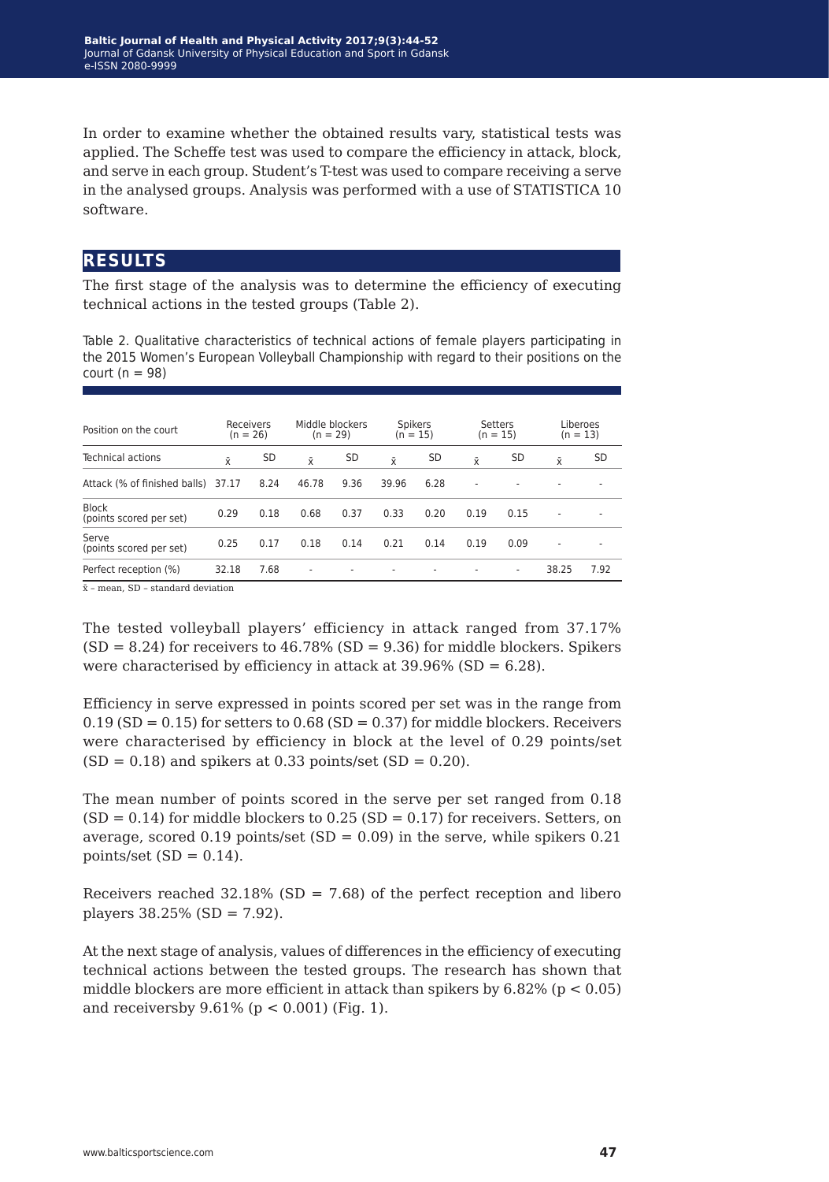In order to examine whether the obtained results vary, statistical tests was applied. The Scheffe test was used to compare the efficiency in attack, block, and serve in each group. Student's T-test was used to compare receiving a serve in the analysed groups. Analysis was performed with a use of STATISTICA 10 software.

## RESULTS

The first stage of the analysis was to determine the efficiency of executing technical actions in the tested groups (Table 2).

Table 2. Qualitative characteristics of technical actions of female players participating in the 2015 Women's European Volleyball Championship with regard to their positions on the court (n = 98)

| Position on the court | Receivers (n = 26) | | Middle blockers (n = 29) | | Spikers (n = 15) | | Setters (n = 15) | | Liberoes (n = 13) | |
|---|---|---|---|---|---|---|---|---|---|---|
| Technical actions | $\bar{x}$ | SD | $\bar{x}$ | SD | $\bar{x}$ | SD | $\bar{x}$ | SD | $\bar{x}$ | SD |
| Attack (% of finished balls) | 37.17 | 8.24 | 46.78 | 9.36 | 39.96 | 6.28 | - | - | - | - |
| Block (points scored per set) | 0.29 | 0.18 | 0.68 | 0.37 | 0.33 | 0.20 | 0.19 | 0.15 | - | - |
| Serve (points scored per set) | 0.25 | 0.17 | 0.18 | 0.14 | 0.21 | 0.14 | 0.19 | 0.09 | - | - |
| Perfect reception (%) | 32.18 | 7.68 | - | - | - | - | - | - | 38.25 | 7.92 |

$\bar{x}$ – mean, SD – standard deviation

The tested volleyball players' efficiency in attack ranged from 37.17% (SD = 8.24) for receivers to 46.78% (SD = 9.36) for middle blockers. Spikers were characterised by efficiency in attack at 39.96% (SD = 6.28).

Efficiency in serve expressed in points scored per set was in the range from 0.19 (SD = 0.15) for setters to 0.68 (SD = 0.37) for middle blockers. Receivers were characterised by efficiency in block at the level of 0.29 points/set (SD = 0.18) and spikers at 0.33 points/set (SD = 0.20).

The mean number of points scored in the serve per set ranged from 0.18 (SD = 0.14) for middle blockers to 0.25 (SD = 0.17) for receivers. Setters, on average, scored 0.19 points/set (SD = 0.09) in the serve, while spikers 0.21 points/set (SD = 0.14).

Receivers reached 32.18% (SD = 7.68) of the perfect reception and libero players 38.25% (SD = 7.92).

At the next stage of analysis, values of differences in the efficiency of executing technical actions between the tested groups. The research has shown that middle blockers are more efficient in attack than spikers by 6.82% ($p < 0.05$) and receiversby 9.61% ($p < 0.001$) (Fig. 1).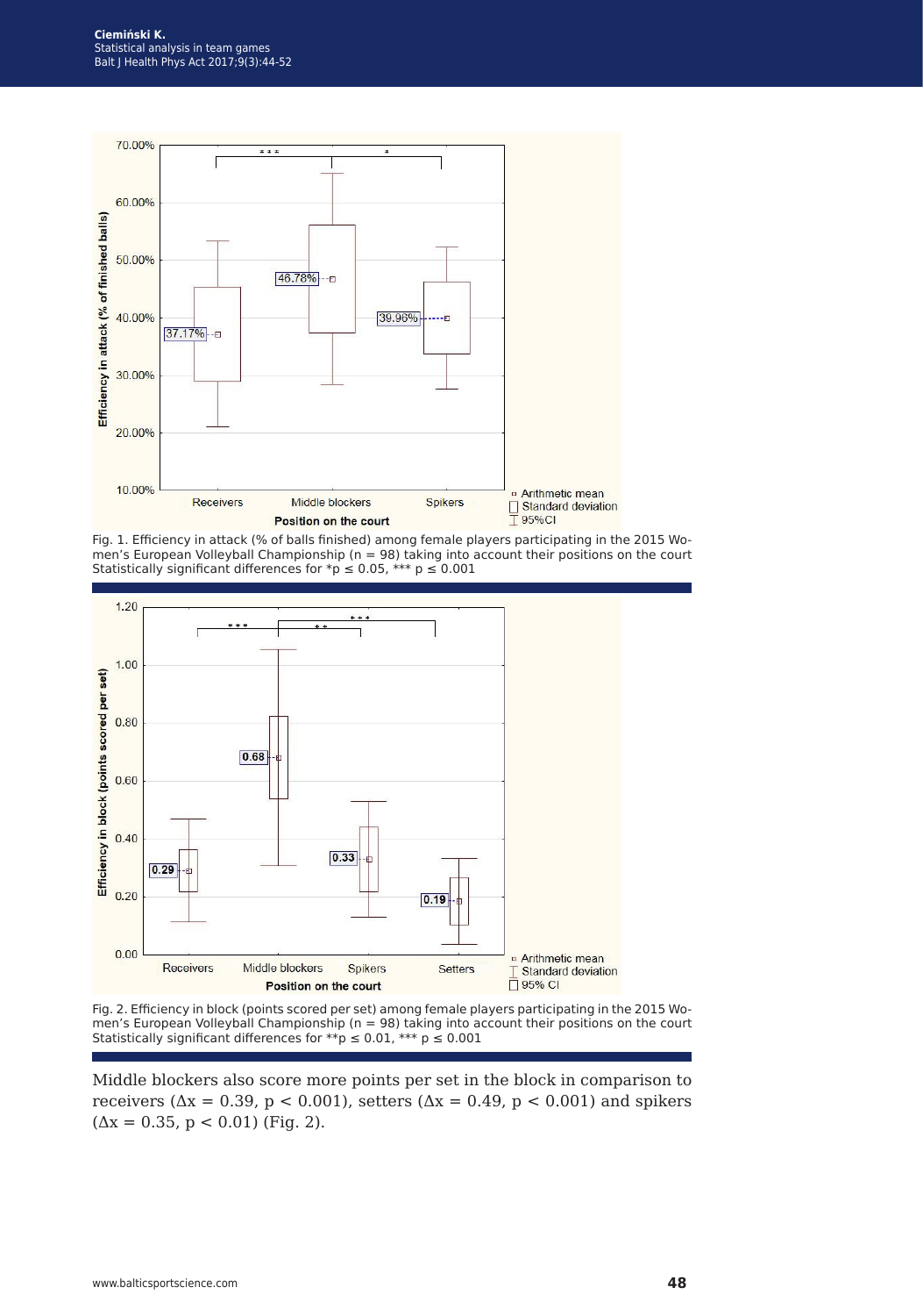Fig. 1. Efficiency in attack (% of balls finished) among female players participating in the 2015 Women's European Volleyball Championship (n = 98) taking into account their positions on the court
Statistically significant differences for *$p \leq 0.05$, *** $p \leq 0.001$

Fig. 2. Efficiency in block (points scored per set) among female players participating in the 2015 Women's European Volleyball Championship (n = 98) taking into account their positions on the court
Statistically significant differences for **$p \leq 0.01$, *** $p \leq 0.001$

Middle blockers also score more points per set in the block in comparison to receivers ($\Delta x = 0.39$, $p < 0.001$), setters ($\Delta x = 0.49$, $p < 0.001$) and spikers ($\Delta x = 0.35$, $p < 0.01$) (Fig. 2).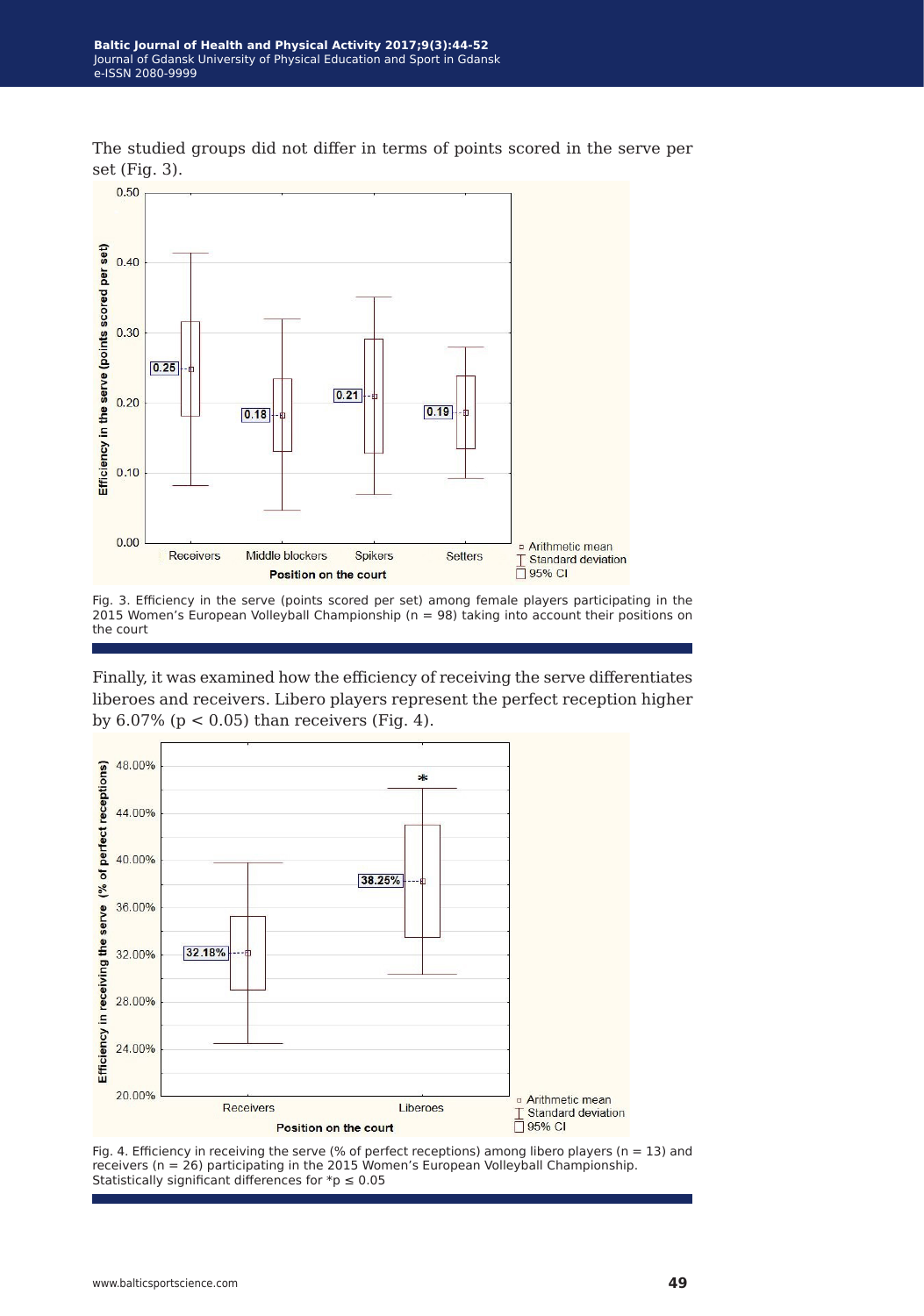The studied groups did not differ in terms of points scored in the serve per set (Fig. 3).

Fig. 3. Efficiency in the serve (points scored per set) among female players participating in the 2015 Women's European Volleyball Championship (n = 98) taking into account their positions on the court

Finally, it was examined how the efficiency of receiving the serve differentiates liberoes and receivers. Libero players represent the perfect reception higher by 6.07% ($p < 0.05$) than receivers (Fig. 4).

Fig. 4. Efficiency in receiving the serve (% of perfect receptions) among libero players (n = 13) and receivers (n = 26) participating in the 2015 Women's European Volleyball Championship. Statistically significant differences for $^*p \leq 0.05$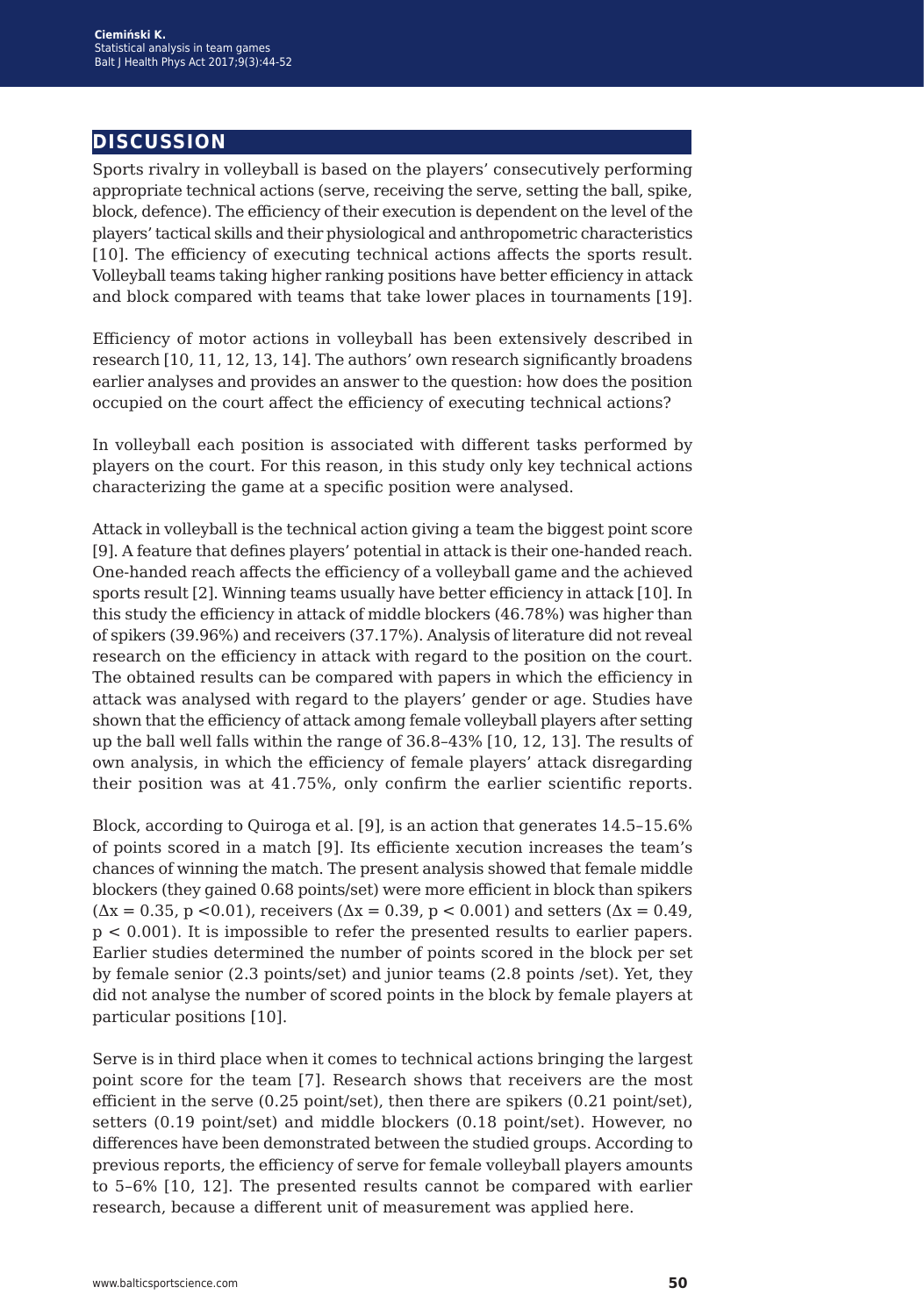## DISCUSSION

Sports rivalry in volleyball is based on the players' consecutively performing appropriate technical actions (serve, receiving the serve, setting the ball, spike, block, defence). The efficiency of their execution is dependent on the level of the players' tactical skills and their physiological and anthropometric characteristics [10]. The efficiency of executing technical actions affects the sports result. Volleyball teams taking higher ranking positions have better efficiency in attack and block compared with teams that take lower places in tournaments [19].

Efficiency of motor actions in volleyball has been extensively described in research [10, 11, 12, 13, 14]. The authors' own research significantly broadens earlier analyses and provides an answer to the question: how does the position occupied on the court affect the efficiency of executing technical actions?

In volleyball each position is associated with different tasks performed by players on the court. For this reason, in this study only key technical actions characterizing the game at a specific position were analysed.

Attack in volleyball is the technical action giving a team the biggest point score [9]. A feature that defines players' potential in attack is their one-handed reach. One-handed reach affects the efficiency of a volleyball game and the achieved sports result [2]. Winning teams usually have better efficiency in attack [10]. In this study the efficiency in attack of middle blockers (46.78%) was higher than of spikers (39.96%) and receivers (37.17%). Analysis of literature did not reveal research on the efficiency in attack with regard to the position on the court. The obtained results can be compared with papers in which the efficiency in attack was analysed with regard to the players' gender or age. Studies have shown that the efficiency of attack among female volleyball players after setting up the ball well falls within the range of 36.8–43% [10, 12, 13]. The results of own analysis, in which the efficiency of female players' attack disregarding their position was at 41.75%, only confirm the earlier scientific reports.

Block, according to Quiroga et al. [9], is an action that generates 14.5–15.6% of points scored in a match [9]. Its efficiente xecution increases the team's chances of winning the match. The present analysis showed that female middle blockers (they gained 0.68 points/set) were more efficient in block than spikers ($\Delta x = 0.35$, $p < 0.01$), receivers ($\Delta x = 0.39$, $p < 0.001$) and setters ($\Delta x = 0.49$, $p < 0.001$). It is impossible to refer the presented results to earlier papers. Earlier studies determined the number of points scored in the block per set by female senior (2.3 points/set) and junior teams (2.8 points /set). Yet, they did not analyse the number of scored points in the block by female players at particular positions [10].

Serve is in third place when it comes to technical actions bringing the largest point score for the team [7]. Research shows that receivers are the most efficient in the serve (0.25 point/set), then there are spikers (0.21 point/set), setters (0.19 point/set) and middle blockers (0.18 point/set). However, no differences have been demonstrated between the studied groups. According to previous reports, the efficiency of serve for female volleyball players amounts to 5–6% [10, 12]. The presented results cannot be compared with earlier research, because a different unit of measurement was applied here.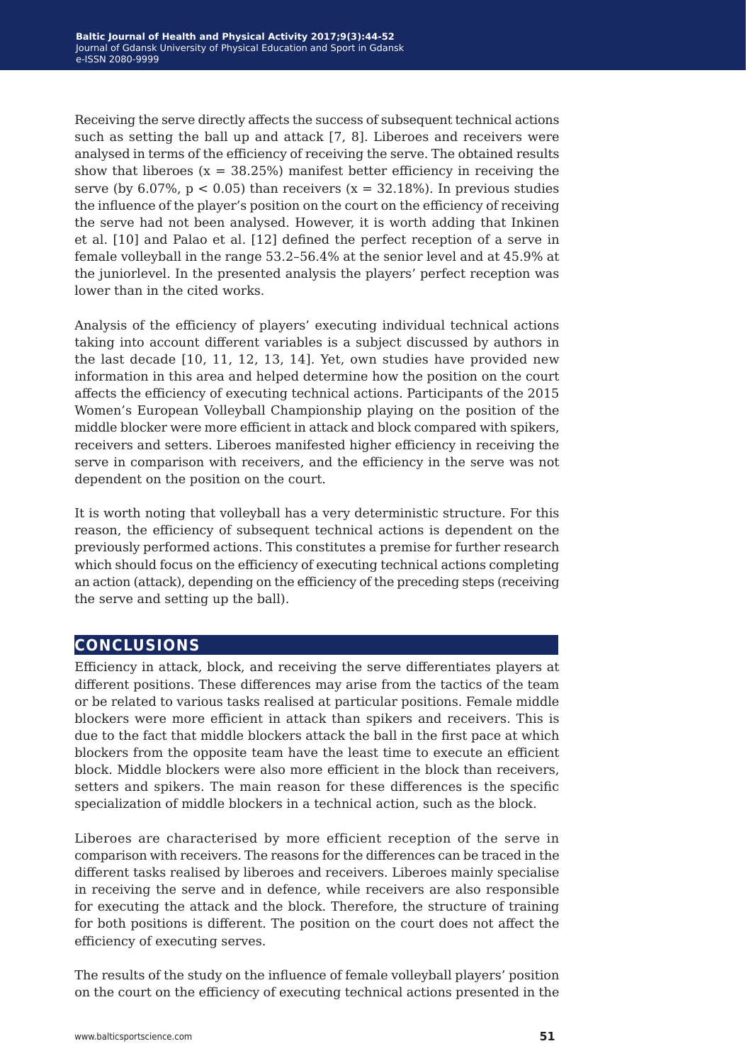Receiving the serve directly affects the success of subsequent technical actions such as setting the ball up and attack [7, 8]. Liberoes and receivers were analysed in terms of the efficiency of receiving the serve. The obtained results show that liberoes ($x = 38.25\%$) manifest better efficiency in receiving the serve (by 6.07%, $p < 0.05$) than receivers ($x = 32.18\%$). In previous studies the influence of the player's position on the court on the efficiency of receiving the serve had not been analysed. However, it is worth adding that Inkinen et al. [10] and Palao et al. [12] defined the perfect reception of a serve in female volleyball in the range 53.2–56.4% at the senior level and at 45.9% at the juniorlevel. In the presented analysis the players' perfect reception was lower than in the cited works.

Analysis of the efficiency of players' executing individual technical actions taking into account different variables is a subject discussed by authors in the last decade [10, 11, 12, 13, 14]. Yet, own studies have provided new information in this area and helped determine how the position on the court affects the efficiency of executing technical actions. Participants of the 2015 Women's European Volleyball Championship playing on the position of the middle blocker were more efficient in attack and block compared with spikers, receivers and setters. Liberoes manifested higher efficiency in receiving the serve in comparison with receivers, and the efficiency in the serve was not dependent on the position on the court.

It is worth noting that volleyball has a very deterministic structure. For this reason, the efficiency of subsequent technical actions is dependent on the previously performed actions. This constitutes a premise for further research which should focus on the efficiency of executing technical actions completing an action (attack), depending on the efficiency of the preceding steps (receiving the serve and setting up the ball).

## CONCLUSIONS

Efficiency in attack, block, and receiving the serve differentiates players at different positions. These differences may arise from the tactics of the team or be related to various tasks realised at particular positions. Female middle blockers were more efficient in attack than spikers and receivers. This is due to the fact that middle blockers attack the ball in the first pace at which blockers from the opposite team have the least time to execute an efficient block. Middle blockers were also more efficient in the block than receivers, setters and spikers. The main reason for these differences is the specific specialization of middle blockers in a technical action, such as the block.

Liberoes are characterised by more efficient reception of the serve in comparison with receivers. The reasons for the differences can be traced in the different tasks realised by liberoes and receivers. Liberoes mainly specialise in receiving the serve and in defence, while receivers are also responsible for executing the attack and the block. Therefore, the structure of training for both positions is different. The position on the court does not affect the efficiency of executing serves.

The results of the study on the influence of female volleyball players' position on the court on the efficiency of executing technical actions presented in the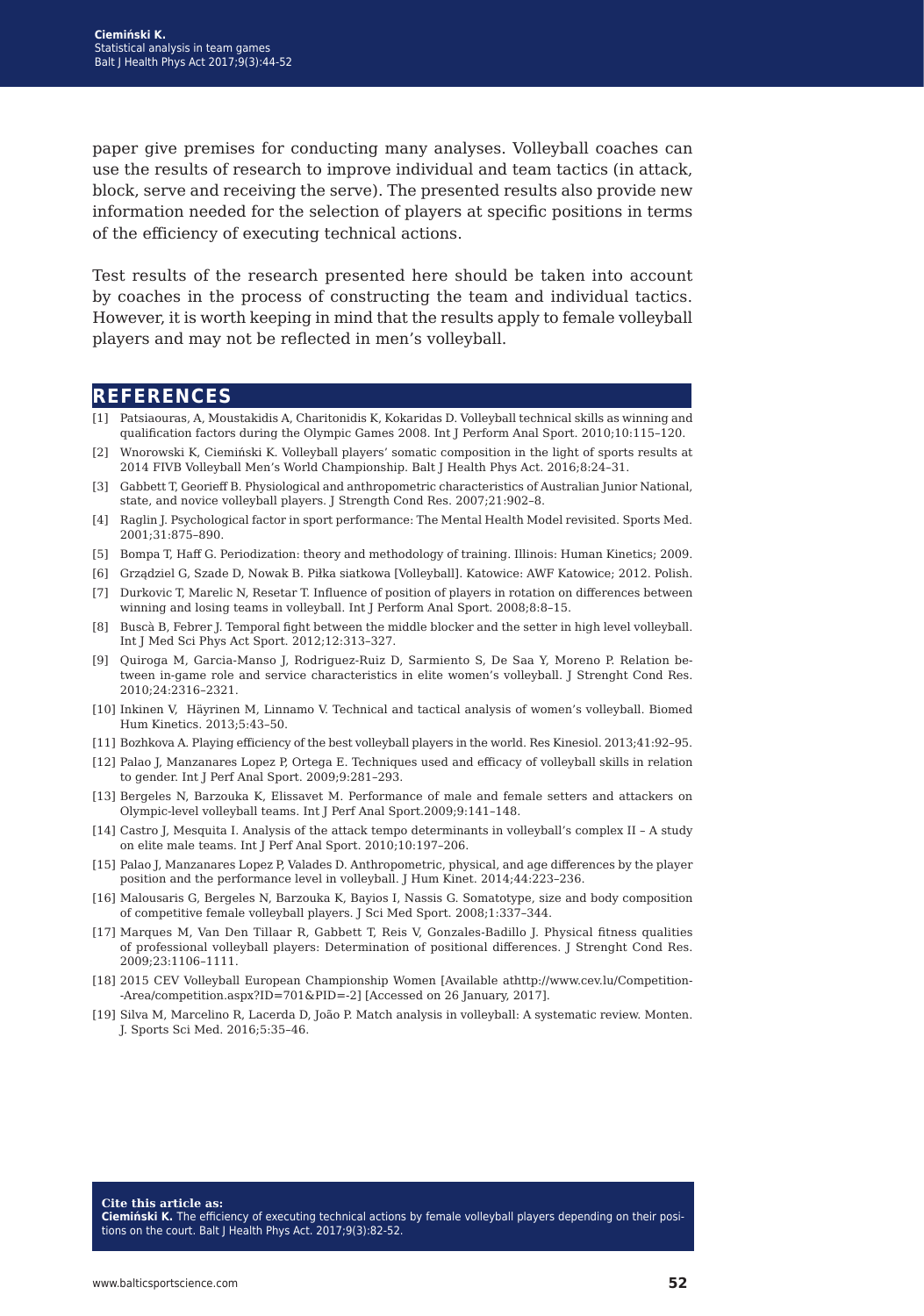paper give premises for conducting many analyses. Volleyball coaches can use the results of research to improve individual and team tactics (in attack, block, serve and receiving the serve). The presented results also provide new information needed for the selection of players at specific positions in terms of the efficiency of executing technical actions.

Test results of the research presented here should be taken into account by coaches in the process of constructing the team and individual tactics. However, it is worth keeping in mind that the results apply to female volleyball players and may not be reflected in men's volleyball.

## REFERENCES

[1] Patsiaouras, A, Moustakidis A, Charitonidis K, Kokaridas D. Volleyball technical skills as winning and qualification factors during the Olympic Games 2008. Int J Perform Anal Sport. 2010;10:115–120.

[2] Wnorowski K, Ciemiński K. Volleyball players' somatic composition in the light of sports results at 2014 FIVB Volleyball Men's World Championship. Balt J Health Phys Act. 2016;8:24–31.

[3] Gabbett T, Georieff B. Physiological and anthropometric characteristics of Australian Junior National, state, and novice volleyball players. J Strength Cond Res. 2007;21:902–8.

[4] Raglin J. Psychological factor in sport performance: The Mental Health Model revisited. Sports Med. 2001;31:875–890.

[5] Bompa T, Haff G. Periodization: theory and methodology of training. Illinois: Human Kinetics; 2009.

[6] Grządziel G, Szade D, Nowak B. Piłka siatkowa [Volleyball]. Katowice: AWF Katowice; 2012. Polish.

[7] Durkovic T, Marelic N, Resetar T. Influence of position of players in rotation on differences between winning and losing teams in volleyball. Int J Perform Anal Sport. 2008;8:8–15.

[8] Buscà B, Febrer J. Temporal fight between the middle blocker and the setter in high level volleyball. Int J Med Sci Phys Act Sport. 2012;12:313–327.

[9] Quiroga M, Garcia-Manso J, Rodriguez-Ruiz D, Sarmiento S, De Saa Y, Moreno P. Relation between in-game role and service characteristics in elite women's volleyball. J Strenght Cond Res. 2010;24:2316–2321.

[10] Inkinen V, Häyrinen M, Linnamo V. Technical and tactical analysis of women's volleyball. Biomed Hum Kinetics. 2013;5:43–50.

[11] Bozhkova A. Playing efficiency of the best volleyball players in the world. Res Kinesiol. 2013;41:92–95.

[12] Palao J, Manzanares Lopez P, Ortega E. Techniques used and efficacy of volleyball skills in relation to gender. Int J Perf Anal Sport. 2009;9:281–293.

[13] Bergeles N, Barzouka K, Elissavet M. Performance of male and female setters and attackers on Olympic-level volleyball teams. Int J Perf Anal Sport.2009;9:141–148.

[14] Castro J, Mesquita I. Analysis of the attack tempo determinants in volleyball's complex II – A study on elite male teams. Int J Perf Anal Sport. 2010;10:197–206.

[15] Palao J, Manzanares Lopez P, Valades D. Anthropometric, physical, and age differences by the player position and the performance level in volleyball. J Hum Kinet. 2014;44:223–236.

[16] Malousaris G, Bergeles N, Barzouka K, Bayios I, Nassis G. Somatotype, size and body composition of competitive female volleyball players. J Sci Med Sport. 2008;1:337–344.

[17] Marques M, Van Den Tillaar R, Gabbett T, Reis V, Gonzales-Badillo J. Physical fitness qualities of professional volleyball players: Determination of positional differences. J Strenght Cond Res. 2009;23:1106–1111.

[18] 2015 CEV Volleyball European Championship Women [Available athttp://www.cev.lu/Competition--Area/competition.aspx?ID=701&PID=-2] [Accessed on 26 January, 2017].

[19] Silva M, Marcelino R, Lacerda D, João P. Match analysis in volleyball: A systematic review. Monten. J. Sports Sci Med. 2016;5:35–46.

**Cite this article as:**
**Ciemiński K.** The efficiency of executing technical actions by female volleyball players depending on their positions on the court. Balt J Health Phys Act. 2017;9(3):82-52.